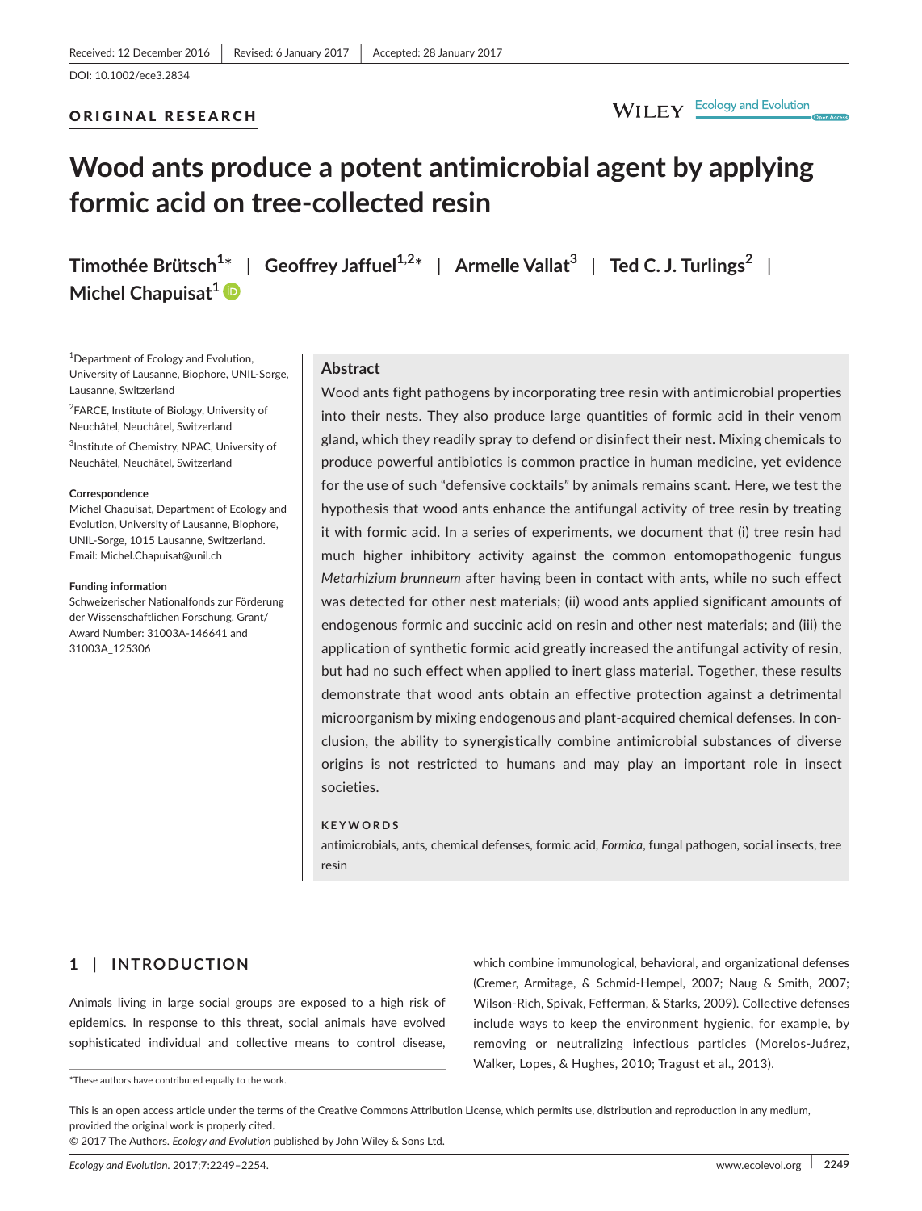Received: 12 December 2016 | Revised: 6 January 2017 | Accepted: 28 January 2017

DOI: 10.1002/ece3.2834

ORIGINAL RESEARCH

# Wood ants produce a potent antimicrobial agent by applying formic acid on tree-collected resin

**Timothée Brütsch[1]*** | **Geoffrey Jaffuel[1,2]*** | **Armelle Vallat[3]** | **Ted C. J. Turlings[2]** | **Michel Chapuisat[1]**

[1]Department of Ecology and Evolution, University of Lausanne, Biophore, UNIL-Sorge, Lausanne, Switzerland

[2]FARCE, Institute of Biology, University of Neuchâtel, Neuchâtel, Switzerland

[3]Institute of Chemistry, NPAC, University of Neuchâtel, Neuchâtel, Switzerland

**Correspondence**
Michel Chapuisat, Department of Ecology and Evolution, University of Lausanne, Biophore, UNIL-Sorge, 1015 Lausanne, Switzerland.
Email: Michel.Chapuisat@unil.ch

**Funding information**
Schweizerischer Nationalfonds zur Förderung der Wissenschaftlichen Forschung, Grant/Award Number: 31003A-146641 and 31003A_125306

## Abstract

Wood ants fight pathogens by incorporating tree resin with antimicrobial properties into their nests. They also produce large quantities of formic acid in their venom gland, which they readily spray to defend or disinfect their nest. Mixing chemicals to produce powerful antibiotics is common practice in human medicine, yet evidence for the use of such "defensive cocktails" by animals remains scant. Here, we test the hypothesis that wood ants enhance the antifungal activity of tree resin by treating it with formic acid. In a series of experiments, we document that (i) tree resin had much higher inhibitory activity against the common entomopathogenic fungus *Metarhizium brunneum* after having been in contact with ants, while no such effect was detected for other nest materials; (ii) wood ants applied significant amounts of endogenous formic and succinic acid on resin and other nest materials; and (iii) the application of synthetic formic acid greatly increased the antifungal activity of resin, but had no such effect when applied to inert glass material. Together, these results demonstrate that wood ants obtain an effective protection against a detrimental microorganism by mixing endogenous and plant-acquired chemical defenses. In conclusion, the ability to synergistically combine antimicrobial substances of diverse origins is not restricted to humans and may play an important role in insect societies.

**KEYWORDS**

antimicrobials, ants, chemical defenses, formic acid, *Formica*, fungal pathogen, social insects, tree resin

## 1 | INTRODUCTION

Animals living in large social groups are exposed to a high risk of epidemics. In response to this threat, social animals have evolved sophisticated individual and collective means to control disease, which combine immunological, behavioral, and organizational defenses (Cremer, Armitage, & Schmid-Hempel, 2007; Naug & Smith, 2007; Wilson-Rich, Spivak, Fefferman, & Starks, 2009). Collective defenses include ways to keep the environment hygienic, for example, by removing or neutralizing infectious particles (Morelos-Juárez, Walker, Lopes, & Hughes, 2010; Tragust et al., 2013).

*These authors have contributed equally to the work.

This is an open access article under the terms of the Creative Commons Attribution License, which permits use, distribution and reproduction in any medium, provided the original work is properly cited.
© 2017 The Authors. *Ecology and Evolution* published by John Wiley & Sons Ltd.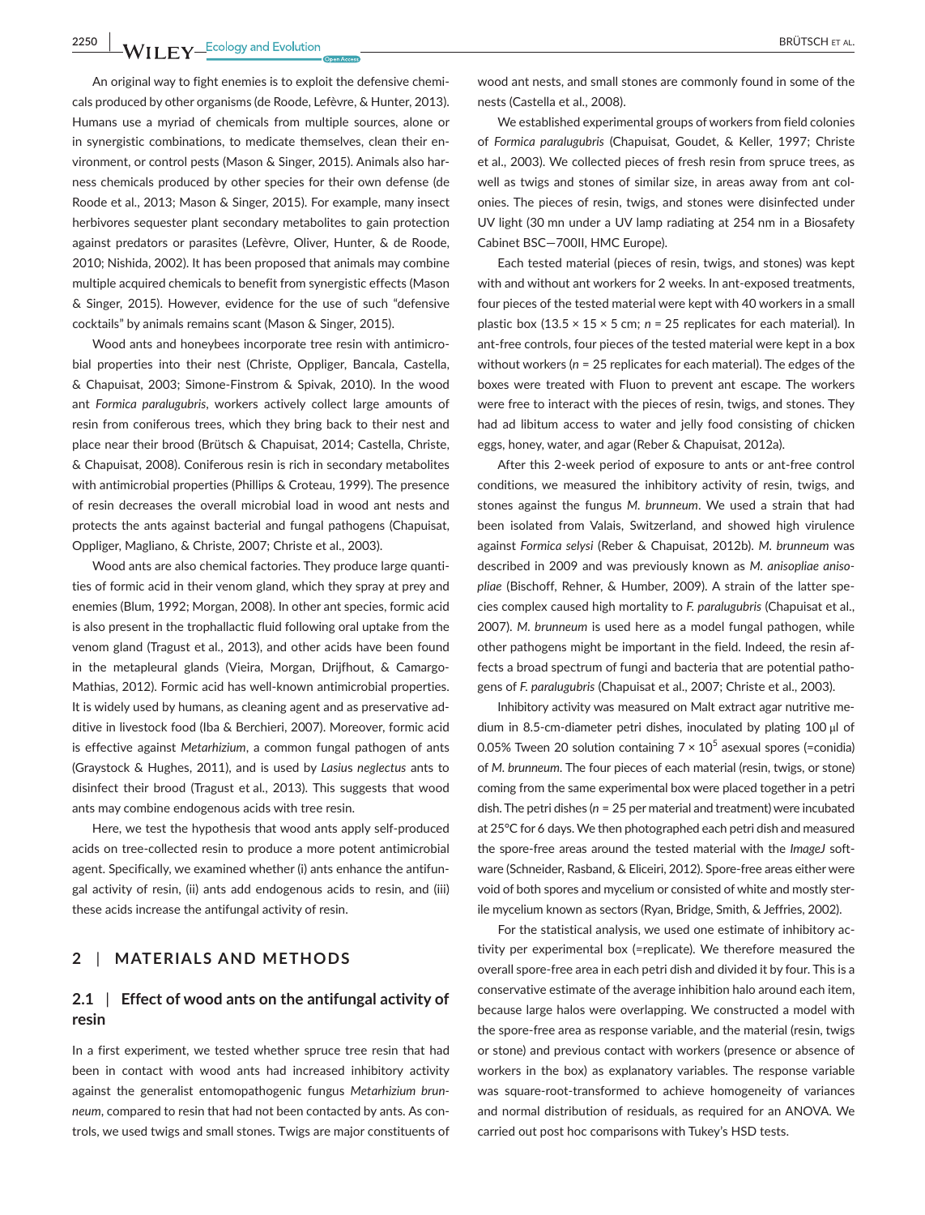An original way to fight enemies is to exploit the defensive chemicals produced by other organisms (de Roode, Lefèvre, & Hunter, 2013). Humans use a myriad of chemicals from multiple sources, alone or in synergistic combinations, to medicate themselves, clean their environment, or control pests (Mason & Singer, 2015). Animals also harness chemicals produced by other species for their own defense (de Roode et al., 2013; Mason & Singer, 2015). For example, many insect herbivores sequester plant secondary metabolites to gain protection against predators or parasites (Lefèvre, Oliver, Hunter, & de Roode, 2010; Nishida, 2002). It has been proposed that animals may combine multiple acquired chemicals to benefit from synergistic effects (Mason & Singer, 2015). However, evidence for the use of such "defensive cocktails" by animals remains scant (Mason & Singer, 2015).

Wood ants and honeybees incorporate tree resin with antimicrobial properties into their nest (Christe, Oppliger, Bancala, Castella, & Chapuisat, 2003; Simone-Finstrom & Spivak, 2010). In the wood ant *Formica paralugubris*, workers actively collect large amounts of resin from coniferous trees, which they bring back to their nest and place near their brood (Brütsch & Chapuisat, 2014; Castella, Christe, & Chapuisat, 2008). Coniferous resin is rich in secondary metabolites with antimicrobial properties (Phillips & Croteau, 1999). The presence of resin decreases the overall microbial load in wood ant nests and protects the ants against bacterial and fungal pathogens (Chapuisat, Oppliger, Magliano, & Christe, 2007; Christe et al., 2003).

Wood ants are also chemical factories. They produce large quantities of formic acid in their venom gland, which they spray at prey and enemies (Blum, 1992; Morgan, 2008). In other ant species, formic acid is also present in the trophallactic fluid following oral uptake from the venom gland (Tragust et al., 2013), and other acids have been found in the metapleural glands (Vieira, Morgan, Drijfhout, & Camargo-Mathias, 2012). Formic acid has well-known antimicrobial properties. It is widely used by humans, as cleaning agent and as preservative additive in livestock food (Iba & Berchieri, 2007). Moreover, formic acid is effective against *Metarhizium*, a common fungal pathogen of ants (Graystock & Hughes, 2011), and is used by *Lasius neglectus* ants to disinfect their brood (Tragust et al., 2013). This suggests that wood ants may combine endogenous acids with tree resin.

Here, we test the hypothesis that wood ants apply self-produced acids on tree-collected resin to produce a more potent antimicrobial agent. Specifically, we examined whether (i) ants enhance the antifungal activity of resin, (ii) ants add endogenous acids to resin, and (iii) these acids increase the antifungal activity of resin.

## 2 | MATERIALS AND METHODS

### 2.1 | Effect of wood ants on the antifungal activity of resin

In a first experiment, we tested whether spruce tree resin that had been in contact with wood ants had increased inhibitory activity against the generalist entomopathogenic fungus *Metarhizium brunneum*, compared to resin that had not been contacted by ants. As controls, we used twigs and small stones. Twigs are major constituents of wood ant nests, and small stones are commonly found in some of the nests (Castella et al., 2008).

We established experimental groups of workers from field colonies of *Formica paralugubris* (Chapuisat, Goudet, & Keller, 1997; Christe et al., 2003). We collected pieces of fresh resin from spruce trees, as well as twigs and stones of similar size, in areas away from ant colonies. The pieces of resin, twigs, and stones were disinfected under UV light (30 mn under a UV lamp radiating at 254 nm in a Biosafety Cabinet BSC—700II, HMC Europe).

Each tested material (pieces of resin, twigs, and stones) was kept with and without ant workers for 2 weeks. In ant-exposed treatments, four pieces of the tested material were kept with 40 workers in a small plastic box (13.5 × 15 × 5 cm; $n = 25$ replicates for each material). In ant-free controls, four pieces of the tested material were kept in a box without workers ($n = 25$ replicates for each material). The edges of the boxes were treated with Fluon to prevent ant escape. The workers were free to interact with the pieces of resin, twigs, and stones. They had ad libitum access to water and jelly food consisting of chicken eggs, honey, water, and agar (Reber & Chapuisat, 2012a).

After this 2-week period of exposure to ants or ant-free control conditions, we measured the inhibitory activity of resin, twigs, and stones against the fungus *M. brunneum*. We used a strain that had been isolated from Valais, Switzerland, and showed high virulence against *Formica selysi* (Reber & Chapuisat, 2012b). *M. brunneum* was described in 2009 and was previously known as *M. anisopliae anisopliae* (Bischoff, Rehner, & Humber, 2009). A strain of the latter species complex caused high mortality to *F. paralugubris* (Chapuisat et al., 2007). *M. brunneum* is used here as a model fungal pathogen, while other pathogens might be important in the field. Indeed, the resin affects a broad spectrum of fungi and bacteria that are potential pathogens of *F. paralugubris* (Chapuisat et al., 2007; Christe et al., 2003).

Inhibitory activity was measured on Malt extract agar nutritive medium in 8.5-cm-diameter petri dishes, inoculated by plating 100 μl of 0.05% Tween 20 solution containing $7 \times 10^5$ asexual spores (=conidia) of *M. brunneum*. The four pieces of each material (resin, twigs, or stone) coming from the same experimental box were placed together in a petri dish. The petri dishes ($n = 25$ per material and treatment) were incubated at 25°C for 6 days. We then photographed each petri dish and measured the spore-free areas around the tested material with the *ImageJ* software (Schneider, Rasband, & Eliceiri, 2012). Spore-free areas either were void of both spores and mycelium or consisted of white and mostly sterile mycelium known as sectors (Ryan, Bridge, Smith, & Jeffries, 2002).

For the statistical analysis, we used one estimate of inhibitory activity per experimental box (=replicate). We therefore measured the overall spore-free area in each petri dish and divided it by four. This is a conservative estimate of the average inhibition halo around each item, because large halos were overlapping. We constructed a model with the spore-free area as response variable, and the material (resin, twigs or stone) and previous contact with workers (presence or absence of workers in the box) as explanatory variables. The response variable was square-root-transformed to achieve homogeneity of variances and normal distribution of residuals, as required for an ANOVA. We carried out post hoc comparisons with Tukey's HSD tests.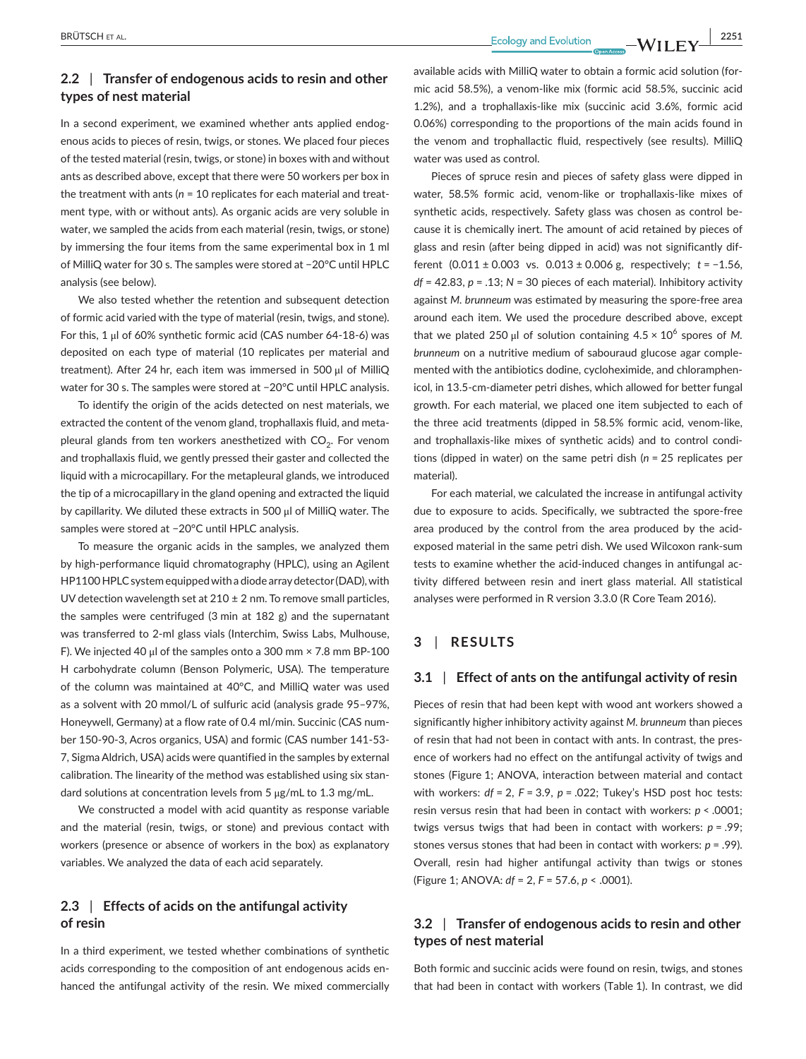### 2.2 | Transfer of endogenous acids to resin and other types of nest material

In a second experiment, we examined whether ants applied endogenous acids to pieces of resin, twigs, or stones. We placed four pieces of the tested material (resin, twigs, or stone) in boxes with and without ants as described above, except that there were 50 workers per box in the treatment with ants ($n$ = 10 replicates for each material and treatment type, with or without ants). As organic acids are very soluble in water, we sampled the acids from each material (resin, twigs, or stone) by immersing the four items from the same experimental box in 1 ml of MilliQ water for 30 s. The samples were stored at −20°C until HPLC analysis (see below).

We also tested whether the retention and subsequent detection of formic acid varied with the type of material (resin, twigs, and stone). For this, 1 μl of 60% synthetic formic acid (CAS number 64-18-6) was deposited on each type of material (10 replicates per material and treatment). After 24 hr, each item was immersed in 500 μl of MilliQ water for 30 s. The samples were stored at −20°C until HPLC analysis.

To identify the origin of the acids detected on nest materials, we extracted the content of the venom gland, trophallaxis fluid, and metapleural glands from ten workers anesthetized with $CO_2$. For venom and trophallaxis fluid, we gently pressed their gaster and collected the liquid with a microcapillary. For the metapleural glands, we introduced the tip of a microcapillary in the gland opening and extracted the liquid by capillarity. We diluted these extracts in 500 μl of MilliQ water. The samples were stored at −20°C until HPLC analysis.

To measure the organic acids in the samples, we analyzed them by high-performance liquid chromatography (HPLC), using an Agilent HP1100 HPLC system equipped with a diode array detector (DAD), with UV detection wavelength set at 210 ± 2 nm. To remove small particles, the samples were centrifuged (3 min at 182 g) and the supernatant was transferred to 2-ml glass vials (Interchim, Swiss Labs, Mulhouse, F). We injected 40 μl of the samples onto a 300 mm × 7.8 mm BP-100 H carbohydrate column (Benson Polymeric, USA). The temperature of the column was maintained at 40°C, and MilliQ water was used as a solvent with 20 mmol/L of sulfuric acid (analysis grade 95–97%, Honeywell, Germany) at a flow rate of 0.4 ml/min. Succinic (CAS number 150-90-3, Acros organics, USA) and formic (CAS number 141-53-7, Sigma Aldrich, USA) acids were quantified in the samples by external calibration. The linearity of the method was established using six standard solutions at concentration levels from 5 μg/mL to 1.3 mg/mL.

We constructed a model with acid quantity as response variable and the material (resin, twigs, or stone) and previous contact with workers (presence or absence of workers in the box) as explanatory variables. We analyzed the data of each acid separately.

### 2.3 | Effects of acids on the antifungal activity of resin

In a third experiment, we tested whether combinations of synthetic acids corresponding to the composition of ant endogenous acids enhanced the antifungal activity of the resin. We mixed commercially available acids with MilliQ water to obtain a formic acid solution (formic acid 58.5%), a venom-like mix (formic acid 58.5%, succinic acid 1.2%), and a trophallaxis-like mix (succinic acid 3.6%, formic acid 0.06%) corresponding to the proportions of the main acids found in the venom and trophallactic fluid, respectively (see results). MilliQ water was used as control.

Pieces of spruce resin and pieces of safety glass were dipped in water, 58.5% formic acid, venom-like or trophallaxis-like mixes of synthetic acids, respectively. Safety glass was chosen as control because it is chemically inert. The amount of acid retained by pieces of glass and resin (after being dipped in acid) was not significantly different (0.011 ± 0.003 vs. 0.013 ± 0.006 g, respectively; $t$ = −1.56, $df$ = 42.83, $p$ = .13; $N$ = 30 pieces of each material). Inhibitory activity against *M. brunneum* was estimated by measuring the spore-free area around each item. We used the procedure described above, except that we plated 250 μl of solution containing $4.5 \times 10^6$ spores of *M. brunneum* on a nutritive medium of sabouraud glucose agar complemented with the antibiotics dodine, cycloheximide, and chloramphenicol, in 13.5-cm-diameter petri dishes, which allowed for better fungal growth. For each material, we placed one item subjected to each of the three acid treatments (dipped in 58.5% formic acid, venom-like, and trophallaxis-like mixes of synthetic acids) and to control conditions (dipped in water) on the same petri dish ($n$ = 25 replicates per material).

For each material, we calculated the increase in antifungal activity due to exposure to acids. Specifically, we subtracted the spore-free area produced by the control from the area produced by the acid-exposed material in the same petri dish. We used Wilcoxon rank-sum tests to examine whether the acid-induced changes in antifungal activity differed between resin and inert glass material. All statistical analyses were performed in R version 3.3.0 (R Core Team 2016).

## 3 | RESULTS

### 3.1 | Effect of ants on the antifungal activity of resin

Pieces of resin that had been kept with wood ant workers showed a significantly higher inhibitory activity against *M. brunneum* than pieces of resin that had not been in contact with ants. In contrast, the presence of workers had no effect on the antifungal activity of twigs and stones (Figure 1; ANOVA, interaction between material and contact with workers: $df$ = 2, $F$ = 3.9, $p$ = .022; Tukey's HSD post hoc tests: resin versus resin that had been in contact with workers: $p$ < .0001; twigs versus twigs that had been in contact with workers: $p$ = .99; stones versus stones that had been in contact with workers: $p$ = .99). Overall, resin had higher antifungal activity than twigs or stones (Figure 1; ANOVA: $df$ = 2, $F$ = 57.6, $p$ < .0001).

### 3.2 | Transfer of endogenous acids to resin and other types of nest material

Both formic and succinic acids were found on resin, twigs, and stones that had been in contact with workers (Table 1). In contrast, we did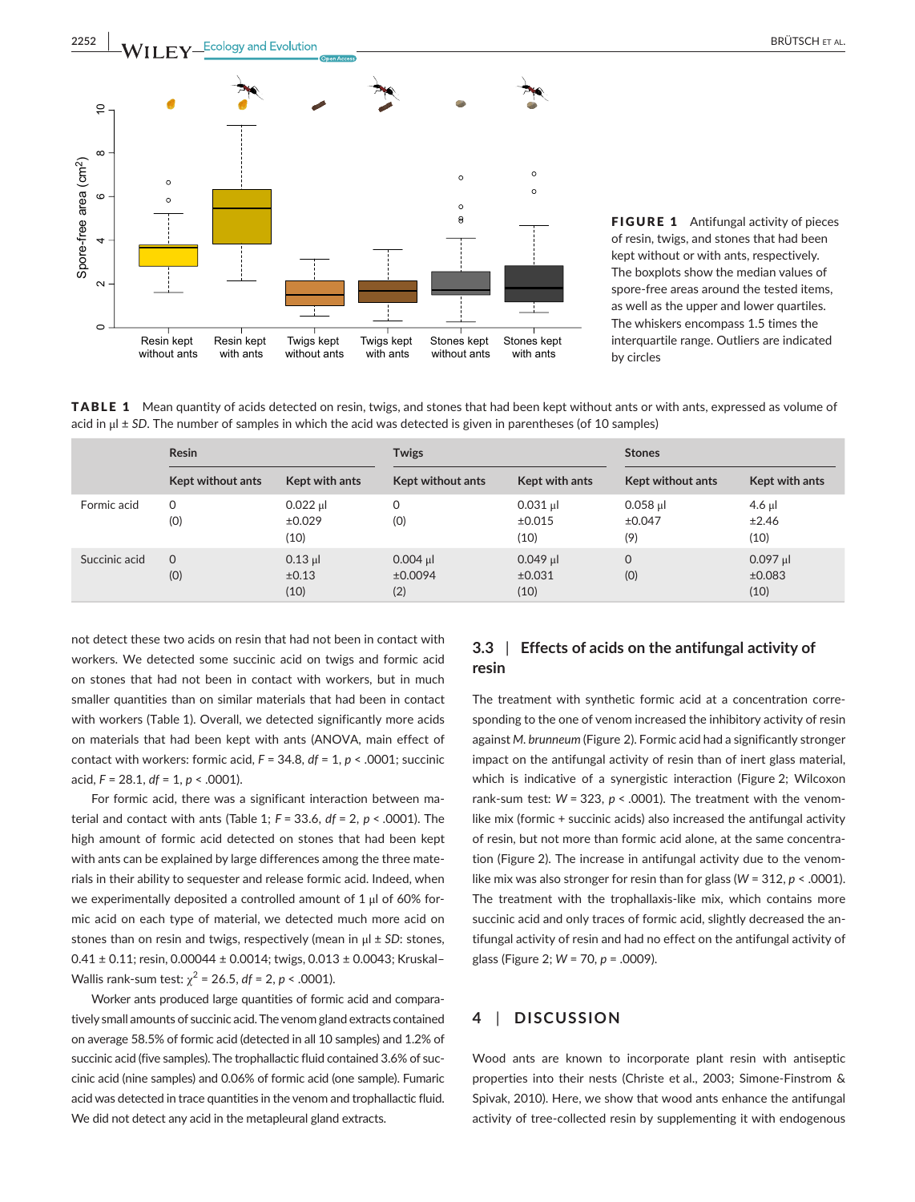**FIGURE 1** Antifungal activity of pieces of resin, twigs, and stones that had been kept without or with ants, respectively. The boxplots show the median values of spore-free areas around the tested items, as well as the upper and lower quartiles. The whiskers encompass 1.5 times the interquartile range. Outliers are indicated by circles

**TABLE 1** Mean quantity of acids detected on resin, twigs, and stones that had been kept without ants or with ants, expressed as volume of acid in µl ± *SD*. The number of samples in which the acid was detected is given in parentheses (of 10 samples)

| | Resin | | Twigs | | Stones | |
|---|---|---|---|---|---|---|
| | Kept without ants | Kept with ants | Kept without ants | Kept with ants | Kept without ants | Kept with ants |
| Formic acid | 0 (0) | 0.022 µl ±0.029 (10) | 0 (0) | 0.031 µl ±0.015 (10) | 0.058 µl ±0.047 (9) | 4.6 µl ±2.46 (10) |
| Succinic acid | 0 (0) | 0.13 µl ±0.13 (10) | 0.004 µl ±0.0094 (2) | 0.049 µl ±0.031 (10) | 0 (0) | 0.097 µl ±0.083 (10) |

not detect these two acids on resin that had not been in contact with workers. We detected some succinic acid on twigs and formic acid on stones that had not been in contact with workers, but in much smaller quantities than on similar materials that had been in contact with workers (Table 1). Overall, we detected significantly more acids on materials that had been kept with ants (ANOVA, main effect of contact with workers: formic acid, $F = 34.8$, $df = 1$, $p < .0001$; succinic acid, $F = 28.1$, $df = 1$, $p < .0001$).

For formic acid, there was a significant interaction between material and contact with ants (Table 1; $F = 33.6$, $df = 2$, $p < .0001$). The high amount of formic acid detected on stones that had been kept with ants can be explained by large differences among the three materials in their ability to sequester and release formic acid. Indeed, when we experimentally deposited a controlled amount of 1 µl of 60% formic acid on each type of material, we detected much more acid on stones than on resin and twigs, respectively (mean in µl ± *SD*: stones, 0.41 ± 0.11; resin, 0.00044 ± 0.0014; twigs, 0.013 ± 0.0043; Kruskal–Wallis rank-sum test: $\chi^2 = 26.5$, $df = 2$, $p < .0001$).

Worker ants produced large quantities of formic acid and comparatively small amounts of succinic acid. The venom gland extracts contained on average 58.5% of formic acid (detected in all 10 samples) and 1.2% of succinic acid (five samples). The trophallactic fluid contained 3.6% of succinic acid (nine samples) and 0.06% of formic acid (one sample). Fumaric acid was detected in trace quantities in the venom and trophallactic fluid. We did not detect any acid in the metapleural gland extracts.

### 3.3 | Effects of acids on the antifungal activity of resin

The treatment with synthetic formic acid at a concentration corresponding to the one of venom increased the inhibitory activity of resin against *M. brunneum* (Figure 2). Formic acid had a significantly stronger impact on the antifungal activity of resin than of inert glass material, which is indicative of a synergistic interaction (Figure 2; Wilcoxon rank-sum test: $W = 323$, $p < .0001$). The treatment with the venom-like mix (formic + succinic acids) also increased the antifungal activity of resin, but not more than formic acid alone, at the same concentration (Figure 2). The increase in antifungal activity due to the venom-like mix was also stronger for resin than for glass ($W = 312$, $p < .0001$). The treatment with the trophallaxis-like mix, which contains more succinic acid and only traces of formic acid, slightly decreased the antifungal activity of resin and had no effect on the antifungal activity of glass (Figure 2; $W = 70$, $p = .0009$).

## 4 | DISCUSSION

Wood ants are known to incorporate plant resin with antiseptic properties into their nests (Christe et al., 2003; Simone-Finstrom & Spivak, 2010). Here, we show that wood ants enhance the antifungal activity of tree-collected resin by supplementing it with endogenous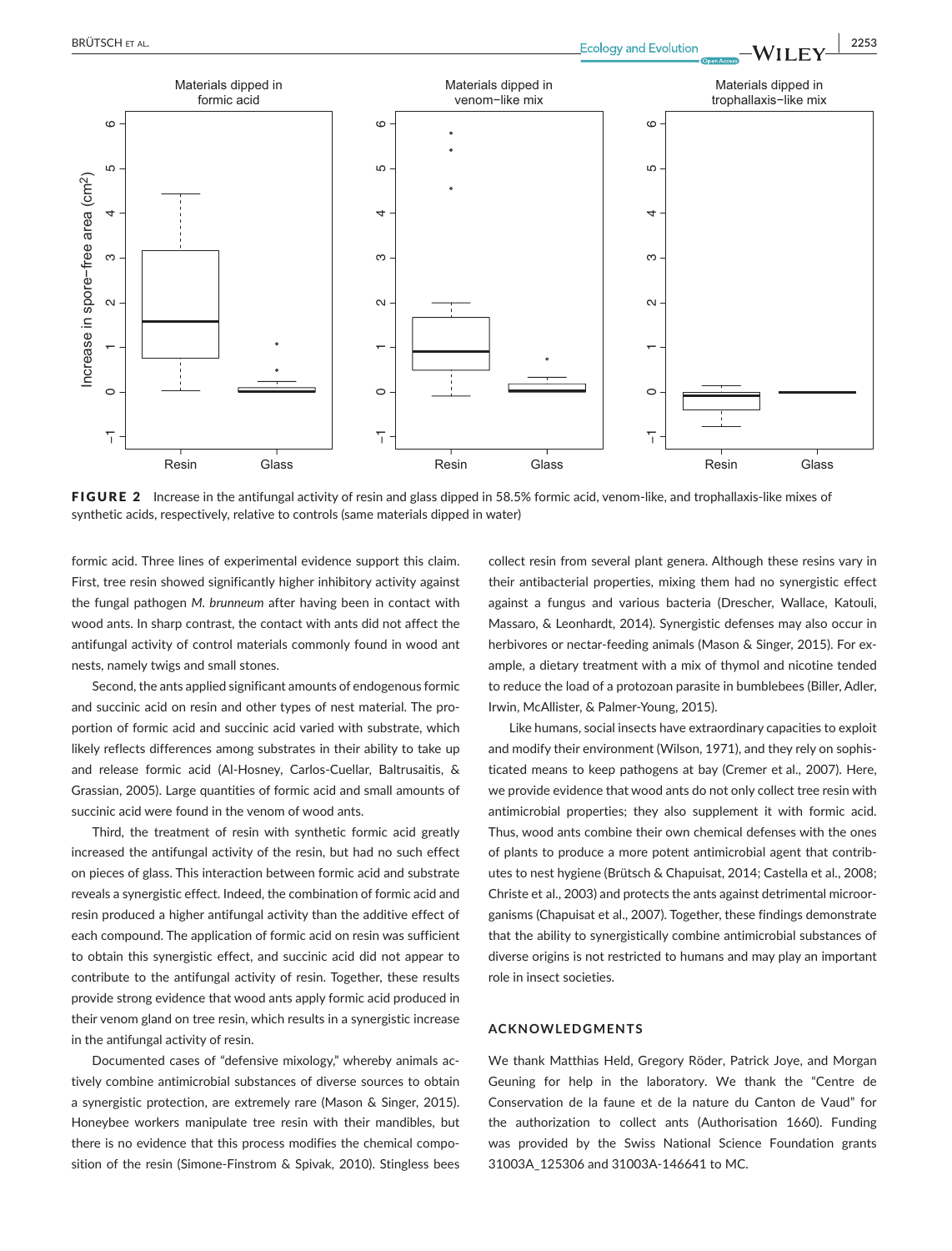FIGURE 2 Increase in the antifungal activity of resin and glass dipped in 58.5% formic acid, venom-like, and trophallaxis-like mixes of synthetic acids, respectively, relative to controls (same materials dipped in water)

formic acid. Three lines of experimental evidence support this claim. First, tree resin showed significantly higher inhibitory activity against the fungal pathogen *M. brunneum* after having been in contact with wood ants. In sharp contrast, the contact with ants did not affect the antifungal activity of control materials commonly found in wood ant nests, namely twigs and small stones.

Second, the ants applied significant amounts of endogenous formic and succinic acid on resin and other types of nest material. The proportion of formic acid and succinic acid varied with substrate, which likely reflects differences among substrates in their ability to take up and release formic acid (Al-Hosney, Carlos-Cuellar, Baltrusaitis, & Grassian, 2005). Large quantities of formic acid and small amounts of succinic acid were found in the venom of wood ants.

Third, the treatment of resin with synthetic formic acid greatly increased the antifungal activity of the resin, but had no such effect on pieces of glass. This interaction between formic acid and substrate reveals a synergistic effect. Indeed, the combination of formic acid and resin produced a higher antifungal activity than the additive effect of each compound. The application of formic acid on resin was sufficient to obtain this synergistic effect, and succinic acid did not appear to contribute to the antifungal activity of resin. Together, these results provide strong evidence that wood ants apply formic acid produced in their venom gland on tree resin, which results in a synergistic increase in the antifungal activity of resin.

Documented cases of "defensive mixology," whereby animals actively combine antimicrobial substances of diverse sources to obtain a synergistic protection, are extremely rare (Mason & Singer, 2015). Honeybee workers manipulate tree resin with their mandibles, but there is no evidence that this process modifies the chemical composition of the resin (Simone-Finstrom & Spivak, 2010). Stingless bees collect resin from several plant genera. Although these resins vary in their antibacterial properties, mixing them had no synergistic effect against a fungus and various bacteria (Drescher, Wallace, Katouli, Massaro, & Leonhardt, 2014). Synergistic defenses may also occur in herbivores or nectar-feeding animals (Mason & Singer, 2015). For example, a dietary treatment with a mix of thymol and nicotine tended to reduce the load of a protozoan parasite in bumblebees (Biller, Adler, Irwin, McAllister, & Palmer-Young, 2015).

Like humans, social insects have extraordinary capacities to exploit and modify their environment (Wilson, 1971), and they rely on sophisticated means to keep pathogens at bay (Cremer et al., 2007). Here, we provide evidence that wood ants do not only collect tree resin with antimicrobial properties; they also supplement it with formic acid. Thus, wood ants combine their own chemical defenses with the ones of plants to produce a more potent antimicrobial agent that contributes to nest hygiene (Brütsch & Chapuisat, 2014; Castella et al., 2008; Christe et al., 2003) and protects the ants against detrimental microorganisms (Chapuisat et al., 2007). Together, these findings demonstrate that the ability to synergistically combine antimicrobial substances of diverse origins is not restricted to humans and may play an important role in insect societies.

## ACKNOWLEDGMENTS

We thank Matthias Held, Gregory Röder, Patrick Joye, and Morgan Geuning for help in the laboratory. We thank the "Centre de Conservation de la faune et de la nature du Canton de Vaud" for the authorization to collect ants (Authorisation 1660). Funding was provided by the Swiss National Science Foundation grants 31003A_125306 and 31003A-146641 to MC.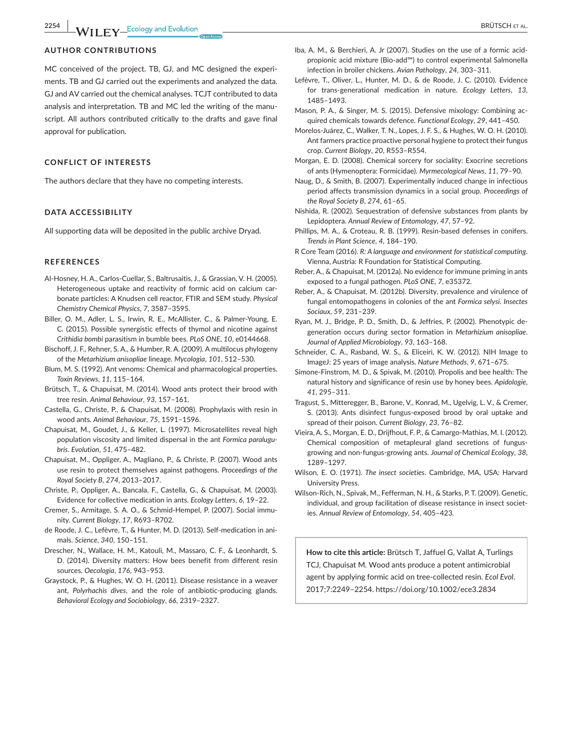## AUTHOR CONTRIBUTIONS

MC conceived of the project. TB, GJ, and MC designed the experiments. TB and GJ carried out the experiments and analyzed the data. GJ and AV carried out the chemical analyses. TCJT contributed to data analysis and interpretation. TB and MC led the writing of the manuscript. All authors contributed critically to the drafts and gave final approval for publication.

## CONFLICT OF INTERESTS

The authors declare that they have no competing interests.

## DATA ACCESSIBILITY

All supporting data will be deposited in the public archive Dryad.

## REFERENCES

Al-Hosney, H. A., Carlos-Cuellar, S., Baltrusaitis, J., & Grassian, V. H. (2005). Heterogeneous uptake and reactivity of formic acid on calcium carbonate particles: A Knudsen cell reactor, FTIR and SEM study. *Physical Chemistry Chemical Physics*, *7*, 3587–3595.

Biller, O. M., Adler, L. S., Irwin, R. E., McAllister, C., & Palmer-Young, E. C. (2015). Possible synergistic effects of thymol and nicotine against *Crithidia bombi* parasitism in bumble bees. *PLoS ONE*, *10*, e0144668.

Bischoff, J. F., Rehner, S. A., & Humber, R. A. (2009). A multilocus phylogeny of the *Metarhizium anisopliae* lineage. *Mycologia*, *101*, 512–530.

Blum, M. S. (1992). Ant venoms: Chemical and pharmacological properties. *Toxin Reviews*, *11*, 115–164.

Brütsch, T., & Chapuisat, M. (2014). Wood ants protect their brood with tree resin. *Animal Behaviour*, *93*, 157–161.

Castella, G., Christe, P., & Chapuisat, M. (2008). Prophylaxis with resin in wood ants. *Animal Behaviour*, *75*, 1591–1596.

Chapuisat, M., Goudet, J., & Keller, L. (1997). Microsatellites reveal high population viscosity and limited dispersal in the ant *Formica paralugubris*. *Evolution*, *51*, 475–482.

Chapuisat, M., Oppliger, A., Magliano, P., & Christe, P. (2007). Wood ants use resin to protect themselves against pathogens. *Proceedings of the Royal Society B*, *274*, 2013–2017.

Christe, P., Oppliger, A., Bancala, F., Castella, G., & Chapuisat, M. (2003). Evidence for collective medication in ants. *Ecology Letters*, *6*, 19–22.

Cremer, S., Armitage, S. A. O., & Schmid-Hempel, P. (2007). Social immunity. *Current Biology*, *17*, R693–R702.

de Roode, J. C., Lefèvre, T., & Hunter, M. D. (2013). Self-medication in animals. *Science*, *340*, 150–151.

Drescher, N., Wallace, H. M., Katouli, M., Massaro, C. F., & Leonhardt, S. D. (2014). Diversity matters: How bees benefit from different resin sources. *Oecologia*, *176*, 943–953.

Graystock, P., & Hughes, W. O. H. (2011). Disease resistance in a weaver ant, *Polyrhachis dives*, and the role of antibiotic-producing glands. *Behavioral Ecology and Sociobiology*, *66*, 2319–2327.

Iba, A. M., & Berchieri, A. Jr (2007). Studies on the use of a formic acid-propionic acid mixture (Bio-add™) to control experimental Salmonella infection in broiler chickens. *Avian Pathology*, *24*, 303–311.

Lefèvre, T., Oliver, L., Hunter, M. D., & de Roode, J. C. (2010). Evidence for trans-generational medication in nature. *Ecology Letters*, *13*, 1485–1493.

Mason, P. A., & Singer, M. S. (2015). Defensive mixology: Combining acquired chemicals towards defence. *Functional Ecology*, *29*, 441–450.

Morelos-Juárez, C., Walker, T. N., Lopes, J. F. S., & Hughes, W. O. H. (2010). Ant farmers practice proactive personal hygiene to protect their fungus crop. *Current Biology*, *20*, R553–R554.

Morgan, E. D. (2008). Chemical sorcery for sociality: Exocrine secretions of ants (Hymenoptera: Formicidae). *Myrmecological News*, *11*, 79–90.

Naug, D., & Smith, B. (2007). Experimentally induced change in infectious period affects transmission dynamics in a social group. *Proceedings of the Royal Society B*, *274*, 61–65.

Nishida, R. (2002). Sequestration of defensive substances from plants by Lepidoptera. *Annual Review of Entomology*, *47*, 57–92.

Phillips, M. A., & Croteau, R. B. (1999). Resin-based defenses in conifers. *Trends in Plant Science*, *4*, 184–190.

R Core Team (2016). *R: A language and environment for statistical computing*. Vienna, Austria: R Foundation for Statistical Computing.

Reber, A., & Chapuisat, M. (2012a). No evidence for immune priming in ants exposed to a fungal pathogen. *PLoS ONE*, *7*, e35372.

Reber, A., & Chapuisat, M. (2012b). Diversity, prevalence and virulence of fungal entomopathogens in colonies of the ant *Formica selysi*. *Insectes Sociaux*, *59*, 231–239.

Ryan, M. J., Bridge, P. D., Smith, D., & Jeffries, P. (2002). Phenotypic degeneration occurs during sector formation in *Metarhizium anisopliae*. *Journal of Applied Microbiology*, *93*, 163–168.

Schneider, C. A., Rasband, W. S., & Eliceiri, K. W. (2012). NIH Image to ImageJ: 25 years of image analysis. *Nature Methods*, *9*, 671–675.

Simone-Finstrom, M. D., & Spivak, M. (2010). Propolis and bee health: The natural history and significance of resin use by honey bees. *Apidologie*, *41*, 295–311.

Tragust, S., Mitteregger, B., Barone, V., Konrad, M., Ugelvig, L. V., & Cremer, S. (2013). Ants disinfect fungus-exposed brood by oral uptake and spread of their poison. *Current Biology*, *23*, 76–82.

Vieira, A. S., Morgan, E. D., Drijfhout, F. P., & Camargo-Mathias, M. I. (2012). Chemical composition of metapleural gland secretions of fungus-growing and non-fungus-growing ants. *Journal of Chemical Ecology*, *38*, 1289–1297.

Wilson, E. O. (1971). *The insect societies*. Cambridge, MA, USA: Harvard University Press.

Wilson-Rich, N., Spivak, M., Fefferman, N. H., & Starks, P. T. (2009). Genetic, individual, and group facilitation of disease resistance in insect societies. *Annual Review of Entomology*, *54*, 405–423.

**How to cite this article:** Brütsch T, Jaffuel G, Vallat A, Turlings TCJ, Chapuisat M. Wood ants produce a potent antimicrobial agent by applying formic acid on tree-collected resin. *Ecol Evol*. 2017;7:2249–2254. https://doi.org/10.1002/ece3.2834